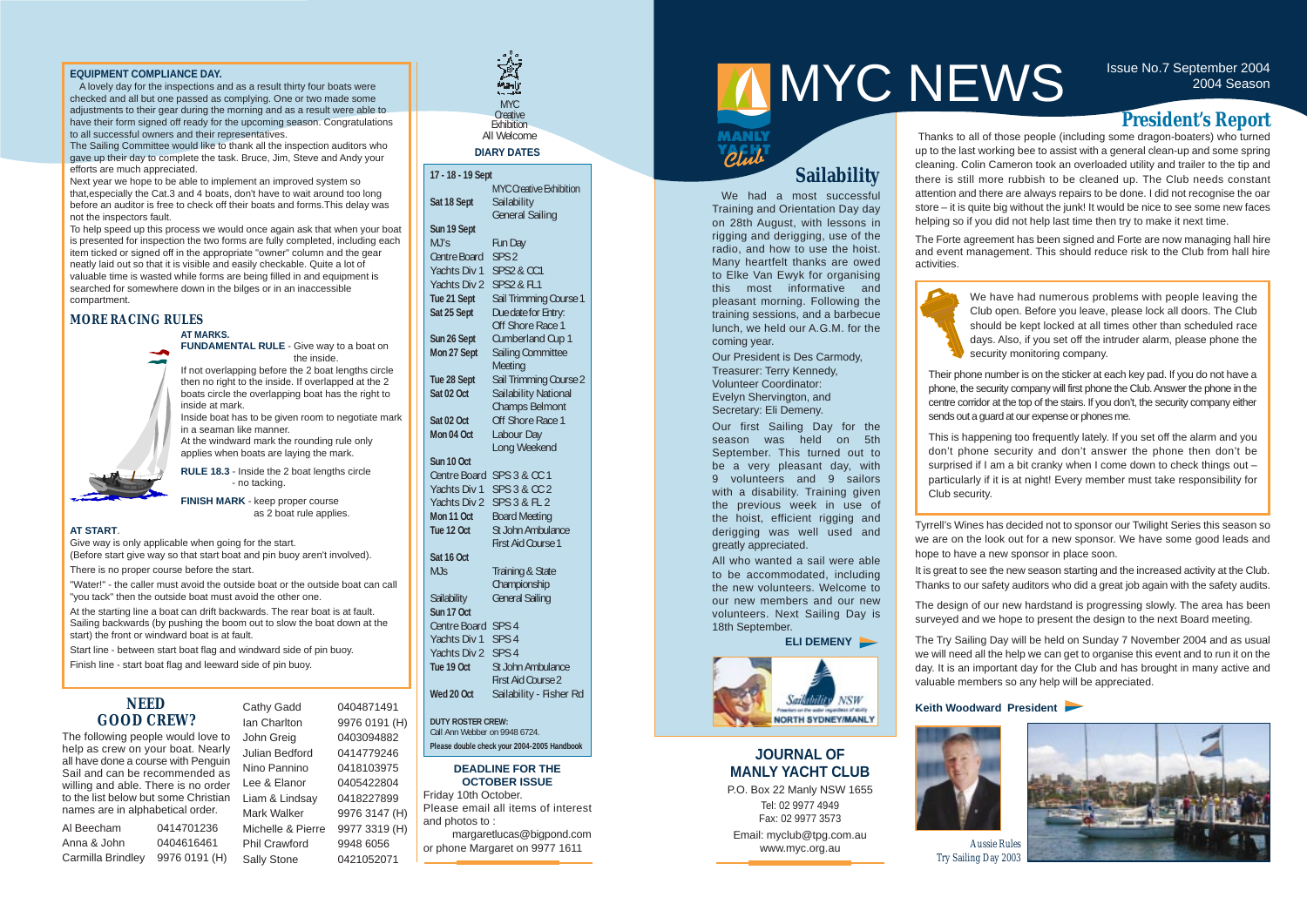# MYC NEWS

Issue No.7 September 2004
2004 Season

## President's Report

Thanks to all of those people (including some dragon-boaters) who turned up to the last working bee to assist with a general clean-up and some spring cleaning. Colin Cameron took an overloaded utility and trailer to the tip and there is still more rubbish to be cleaned up. The Club needs constant attention and there are always repairs to be done. I did not recognise the oar store – it is quite big without the junk! It would be nice to see some new faces helping so if you did not help last time then try to make it next time.

The Forte agreement has been signed and Forte are now managing hall hire and event management. This should reduce risk to the Club from hall hire activities.

We have had numerous problems with people leaving the Club open. Before you leave, please lock all doors. The Club should be kept locked at all times other than scheduled race days. Also, if you set off the intruder alarm, please phone the security monitoring company.

Their phone number is on the sticker at each key pad. If you do not have a phone, the security company will first phone the Club. Answer the phone in the centre corridor at the top of the stairs. If you don't, the security company either sends out a guard at our expense or phones me.

This is happening too frequently lately. If you set off the alarm and you don't phone security and don't answer the phone then don't be surprised if I am a bit cranky when I come down to check things out – particularly if it is at night! Every member must take responsibility for Club security.

Tyrrell's Wines has decided not to sponsor our Twilight Series this season so we are on the look out for a new sponsor. We have some good leads and hope to have a new sponsor in place soon.

It is great to see the new season starting and the increased activity at the Club. Thanks to our safety auditors who did a great job again with the safety audits.

The design of our new hardstand is progressing slowly. The area has been surveyed and we hope to present the design to the next Board meeting.

The Try Sailing Day will be held on Sunday 7 November 2004 and as usual we will need all the help we can get to organise this event and to run it on the day. It is an important day for the Club and has brought in many active and valuable members so any help will be appreciated.

**Keith Woodward President**

*Aussie Rules Try Sailing Day 2003*

## Sailability

We had a most successful Training and Orientation Day day on 28th August, with lessons in rigging and derigging, use of the radio, and how to use the hoist. Many heartfelt thanks are owed to Elke Van Ewyk for organising this most informative and pleasant morning. Following the training sessions, and a barbecue lunch, we held our A.G.M. for the coming year.

Our President is Des Carmody,
Treasurer: Terry Kennedy,
Volunteer Coordinator: Evelyn Shervington, and
Secretary: Eli Demeny.

Our first Sailing Day for the season was held on 5th September. This turned out to be a very pleasant day, with 9 volunteers and 9 sailors with a disability. Training given the previous week in use of the hoist, the efficient rigging and derigging was well used and greatly appreciated.

All who wanted a sail were able to be accommodated, including the new volunteers. Welcome to our new members and our new volunteers. Next Sailing Day is 18th September.

**ELI DEMENY**

Sailability NSW – NORTH SYDNEY/MANLY

### JOURNAL OF MANLY YACHT CLUB

P.O. Box 22 Manly NSW 1655
Tel: 02 9977 4949
Fax: 02 9977 3573
Email: myclub@tpg.com.au
www.myc.org.au

### EQUIPMENT COMPLIANCE DAY.

A lovely day for the inspections and as a result thirty four boats were checked and all but one passed as complying. One or two made some adjustments to their gear during the morning and as a result were able to have their form signed off ready for the upcoming season. Congratulations to all successful owners and their representatives.

The Sailing Committee would like to thank all the inspection auditors who gave up their day to complete the task. Bruce, Jim, Steve and Andy your efforts are much appreciated.

Next year we hope to be able to implement an improved system so that,especially the Cat.3 and 4 boats, don't have to wait around too long before an auditor is free to check off their boats and forms.This delay was not the inspectors fault.

To help speed up this process we would once again ask that when your boat is presented for inspection the two forms are fully completed, including each item ticked or signed off in the appropriate "owner" column and the gear neatly laid out so that it is visible and easily checkable. Quite a lot of valuable time is wasted while forms are being filled in and equipment is searched for somewhere down in the bilges or in an inaccessible compartment.

### MORE RACING RULES

**AT MARKS.**

**FUNDAMENTAL RULE** - Give way to a boat on the inside.

If not overlapping before the 2 boat lengths circle then no right to the inside. If overlapped at the 2 boats circle the overlapping boat has the right to inside at mark.

Inside boat has to be given room to negotiate mark in a seaman like manner.

At the windward mark the rounding rule only applies when boats are laying the mark.

**RULE 18.3** - Inside the 2 boat lengths circle - no tacking.

**FINISH MARK** - keep proper course as 2 boat rule applies.

**AT START**.

Give way is only applicable when going for the start.
(Before start give way so that start boat and pin buoy aren't involved).

There is no proper course before the start.

"Water!" - the caller must avoid the outside boat or the outside boat can call "you tack" then the outside boat must avoid the other one.

At the starting line a boat can drift backwards. The rear boat is at fault. Sailing backwards (by pushing the boom out to slow the boat down at the start) the front or windward boat is at fault.

Start line - between start boat flag and windward side of pin buoy.

Finish line - start boat flag and leeward side of pin buoy.

### NEED GOOD CREW?

The following people would love to help as crew on your boat. Nearly all have done a course with Penguin Sail and can be recommended as willing and able. There is no order to the list below but some Christian names are in alphabetical order.

| Name | Phone |
|---|---|
| Al Beecham | 0414701236 |
| Anna & John | 0404616461 |
| Carmilla Brindley | 9976 0191 (H) |
| Cathy Gadd | 0404871491 |
| Ian Charlton | 9976 0191 (H) |
| John Greig | 0403094882 |
| Julian Bedford | 0414779246 |
| Nino Pannino | 0418103975 |
| Lee & Elanor | 0405422804 |
| Liam & Lindsay | 0418227899 |
| Mark Walker | 9976 3147 (H) |
| Michelle & Pierre | 9977 3319 (H) |
| Phil Crawford | 9948 6056 |
| Sally Stone | 0421052071 |

MYC Creative Exhibition
All Welcome

### DIARY DATES

| Date | Event |
|---|---|
| **17 - 18 - 19 Sept** | MYC Creative Exhibition |
| **Sat 18 Sept** | Sailability General Sailing |
| **Sun 19 Sept** | |
| MJ's | Fun Day |
| Centre Board | SPS 2 |
| Yachts Div 1 | SPS2 & CC1 |
| Yachts Div 2 | SPS2 & FL1 |
| **Tue 21 Sept** | Sail Trimming Course 1 |
| **Sat 25 Sept** | Due date for Entry: Off Shore Race 1 |
| **Sun 26 Sept** | Cumberland Cup 1 |
| **Mon 27 Sept** | Sailing Committee Meeting |
| **Tue 28 Sept** | Sail Trimming Course 2 |
| **Sat 02 Oct** | Sailability National Champs Belmont |
| **Sat 02 Oct** | Off Shore Race 1 |
| **Mon 04 Oct** | Labour Day Long Weekend |
| **Sun 10 Oct** | |
| Centre Board | SPS 3 & CC 1 |
| Yachts Div 1 | SPS 3 & CC 2 |
| Yachts Div 2 | SPS 3 & FL 2 |
| **Mon 11 Oct** | Board Meeting |
| **Tue 12 Oct** | St John Ambulance First Aid Course 1 |
| **Sat 16 Oct** | |
| MJs | Training & State Championship |
| Sailability | General Sailing |
| **Sun 17 Oct** | |
| Centre Board | SPS 4 |
| Yachts Div 1 | SPS 4 |
| Yachts Div 2 | SPS 4 |
| **Tue 19 Oct** | St John Ambulance First Aid Course 2 |
| **Wed 20 Oct** | Sailability - Fisher Rd |

**DUTY ROSTER CREW:**
Call Ann Webber on 9948 6724.
**Please double check your 2004-2005 Handbook**

### DEADLINE FOR THE OCTOBER ISSUE

Friday 10th October.
Please email all items of interest and photos to :
margaretlucas@bigpond.com
or phone Margaret on 9977 1611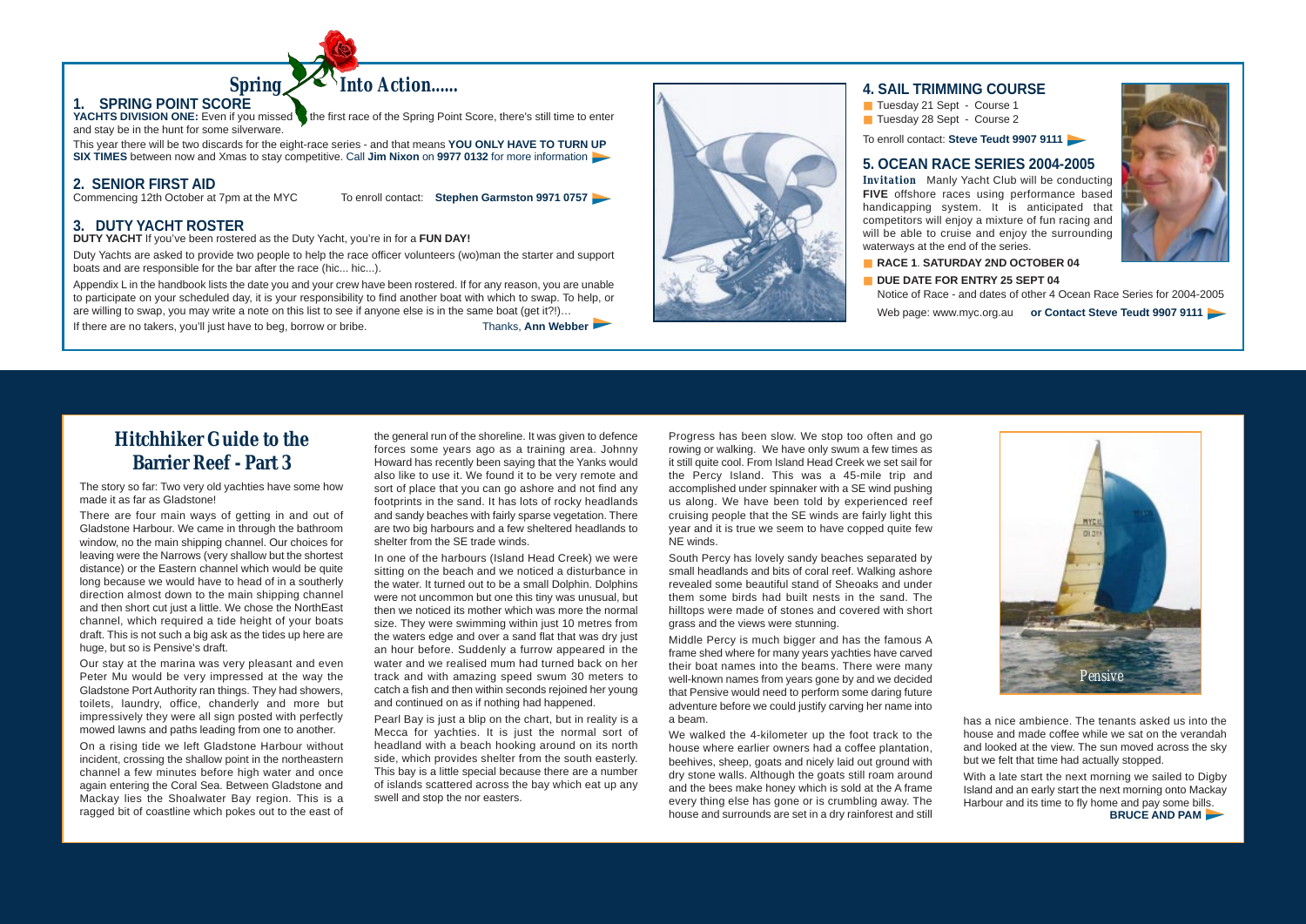## Spring Into Action......

### 1. SPRING POINT SCORE

**YACHTS DIVISION ONE:** Even if you missed the first race of the Spring Point Score, there's still time to enter and stay be in the hunt for some silverware.

This year there will be two discards for the eight-race series - and that means **YOU ONLY HAVE TO TURN UP SIX TIMES** between now and Xmas to stay competitive. Call **Jim Nixon** on **9977 0132** for more information

### 2. SENIOR FIRST AID

Commencing 12th October at 7pm at the MYC

To enroll contact: **Stephen Garmston 9971 0757**

### 3. DUTY YACHT ROSTER

**DUTY YACHT** If you've been rostered as the Duty Yacht, you're in for a **FUN DAY!**

Duty Yachts are asked to provide two people to help the race officer volunteers (wo)man the starter and support boats and are responsible for the bar after the race (hic... hic...).

Appendix L in the handbook lists the date you and your crew have been rostered. If for any reason, you are unable to participate on your scheduled day, it is your responsibility to find another boat with which to swap. To help, or are willing to swap, you may write a note on this list to see if anyone else is in the same boat (get it?!)…

If there are no takers, you'll just have to beg, borrow or bribe.

Thanks, **Ann Webber**

### 4. SAIL TRIMMING COURSE

- Tuesday 21 Sept - Course 1
- Tuesday 28 Sept - Course 2

To enroll contact: **Steve Teudt 9907 9111**

### 5. OCEAN RACE SERIES 2004-2005

**Invitation** Manly Yacht Club will be conducting **FIVE** offshore races using performance based handicapping system. It is anticipated that competitors will enjoy a mixture of fun racing and will be able to cruise and enjoy the surrounding waterways at the end of the series.

- **RACE 1**. **SATURDAY 2ND OCTOBER 04**
- **DUE DATE FOR ENTRY 25 SEPT 04**

Notice of Race - and dates of other 4 Ocean Race Series for 2004-2005

Web page: www.myc.org.au **or Contact Steve Teudt 9907 9111**

## Hitchhiker Guide to the Barrier Reef - Part 3

The story so far: Two very old yachties have some how made it as far as Gladstone!

There are four main ways of getting in and out of Gladstone Harbour. We came in through the bathroom window, no the main shipping channel. Our choices for leaving were the Narrows (very shallow but the shortest distance) or the Eastern channel which would be quite long because we would have to head of in a southerly direction almost down to the main shipping channel and then short cut just a little. We chose the NorthEast channel, which required a tide height of your boats draft. This is not such a big ask as the tides up here are huge, but so is Pensive's draft.

Our stay at the marina was very pleasant and even Peter Mu would be very impressed at the way the Gladstone Port Authority ran things. They had showers, toilets, laundry, office, chanderly and more but impressively they were all sign posted with perfectly mowed lawns and paths leading from one to another.

On a rising tide we left Gladstone Harbour without incident, crossing the shallow point in the northeastern channel a few minutes before high water and once again entering the Coral Sea. Between Gladstone and Mackay lies the Shoalwater Bay region. This is a ragged bit of coastline which pokes out to the east of the general run of the shoreline. It was given to defence forces some years ago as a training area. Johnny Howard has recently been saying that the Yanks would also like to use it. We found it to be very remote and sort of place that you can go ashore and not find any footprints in the sand. It has lots of rocky headlands and sandy beaches with fairly sparse vegetation. There are two big harbours and a few sheltered headlands to shelter from the SE trade winds.

In one of the harbours (Island Head Creek) we were sitting on the beach and we noticed a disturbance in the water. It turned out to be a small Dolphin. Dolphins were not uncommon but one this tiny was unusual, but then we noticed its mother which was more the normal size. They were swimming within just 10 metres from the waters edge and over a sand flat that was dry just an hour before. Suddenly a furrow appeared in the water and we realised mum had turned back on her track and with amazing speed swum 30 meters to catch a fish and then within seconds rejoined her young and continued on as if nothing had happened.

Pearl Bay is just a blip on the chart, but in reality is a Mecca for yachties. It is just the normal sort of headland with a beach hooking around on its north side, which provides shelter from the south easterly. This bay is a little special because there are a number of islands scattered across the bay which eat up any swell and stop the nor easters.

Progress has been slow. We stop too often and go rowing or walking. We have only swum a few times as it still quite cool. From Island Head Creek we set sail for the Percy Island. This was a 45-mile trip and accomplished under spinnaker with a SE wind pushing us along. We have been told by experienced reef cruising people that the SE winds are fairly light this year and it is true we seem to have copped quite few NE winds.

South Percy has lovely sandy beaches separated by small headlands and bits of coral reef. Walking ashore revealed some beautiful stand of Sheoaks and under them some birds had built nests in the sand. The hilltops were made of stones and covered with short grass and the views were stunning.

Middle Percy is much bigger and has the famous A frame shed where for many years yachties have carved their boat names into the beams. There were many well-known names from years gone by and we decided that Pensive would need to perform some daring future adventure before we could justify carving her name into a beam.

We walked the 4-kilometer up the foot track to the house where earlier owners had a coffee plantation, beehives, sheep, goats and nicely laid out ground with dry stone walls. Although the goats still roam around and the bees make honey which is sold at the A frame every thing else has gone or is crumbling away. The house and surrounds are set in a dry rainforest and still has a nice ambience. The tenants asked us into the house and made coffee while we sat on the verandah and looked at the view. The sun moved across the sky but we felt that time had actually stopped.

With a late start the next morning we sailed to Digby Island and an early start the next morning onto Mackay Harbour and its time to fly home and pay some bills.

Pensive

**BRUCE AND PAM**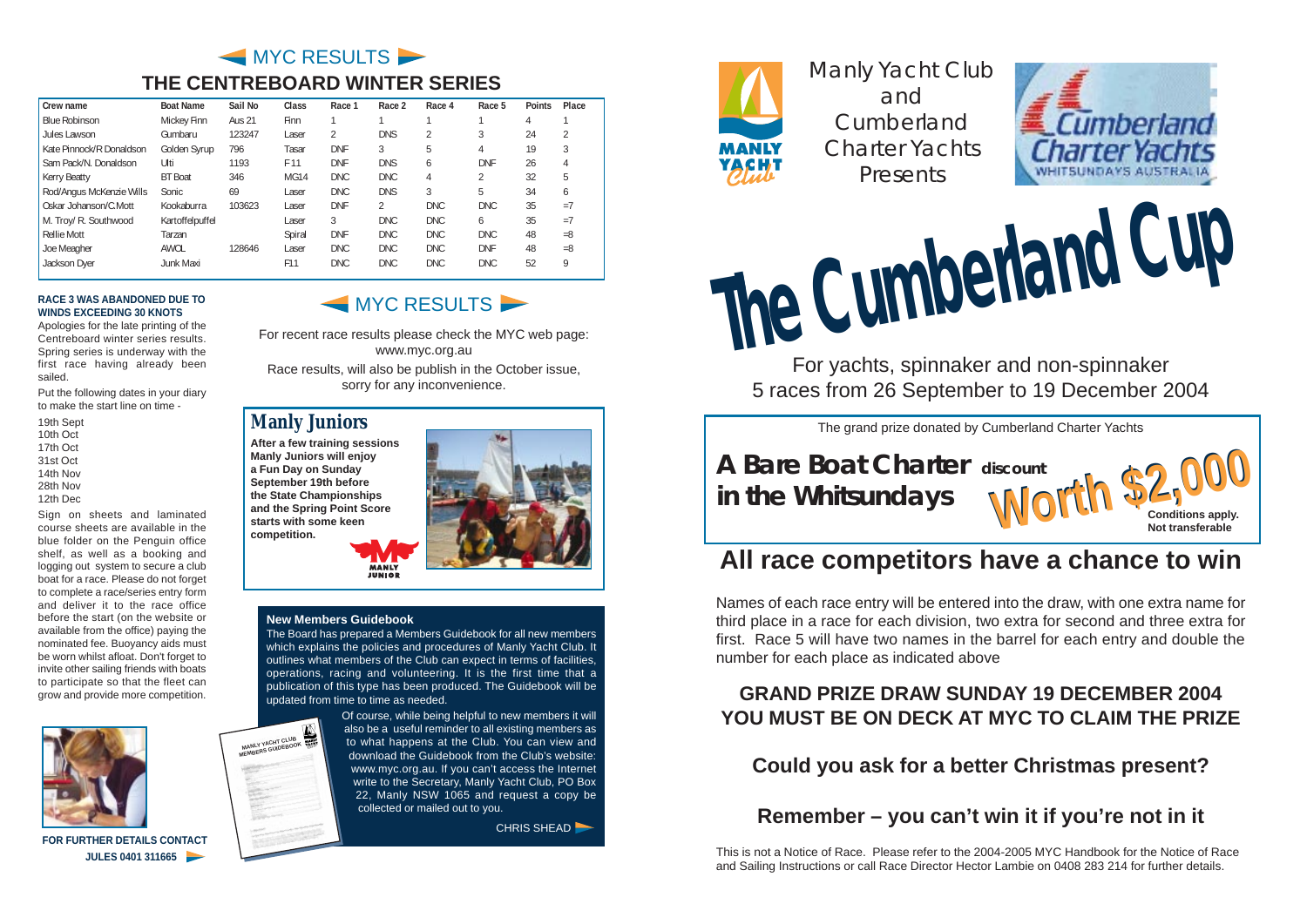## MYC RESULTS

### THE CENTREBOARD WINTER SERIES

| Crew name | Boat Name | Sail No | Class | Race 1 | Race 2 | Race 4 | Race 5 | Points | Place |
|---|---|---|---|---|---|---|---|---|---|
| Blue Robinson | Mickey Finn | Aus 21 | Finn | 1 | 1 | 1 | 1 | 4 | 1 |
| Jules Lawson | Gumbaru | 123247 | Laser | 2 | DNS | 2 | 3 | 24 | 2 |
| Kate Pinnock/R Donaldson | Golden Syrup | 796 | Tasar | DNF | 3 | 5 | 4 | 19 | 3 |
| Sam Pack/N. Donaldson | Uti | 1193 | F11 | DNF | DNS | 6 | DNF | 26 | 4 |
| Kerry Beatty | BT Boat | 346 | MG14 | DNC | DNC | 4 | 2 | 32 | 5 |
| Rod/Angus McKenzie Wills | Sonic | 69 | Laser | DNC | DNS | 3 | 5 | 34 | 6 |
| Oskar Johanson/C.Mott | Kookaburra | 103623 | Laser | DNF | 2 | DNC | DNC | 35 | =7 |
| M. Troy/ R. Southwood | Kartoffelpuffel | | Laser | 3 | DNC | DNC | 6 | 35 | =7 |
| Rellie Mott | Tarzan | | Spiral | DNF | DNC | DNC | DNC | 48 | =8 |
| Joe Meagher | AWOL | 128646 | Laser | DNC | DNC | DNC | DNF | 48 | =8 |
| Jackson Dyer | Junk Maxi | | F11 | DNC | DNC | DNC | DNC | 52 | 9 |

**RACE 3 WAS ABANDONED DUE TO WINDS EXCEEDING 30 KNOTS**

Apologies for the late printing of the Centreboard winter series results. Spring series is underway with the first race having already been sailed.

Put the following dates in your diary to make the start line on time -

19th Sept
10th Oct
17th Oct
31st Oct
14th Nov
28th Nov
12th Dec

Sign on sheets and laminated course sheets are available in the blue folder on the Penguin office shelf, as well as a booking and logging out system to secure a club boat for a race. Please do not forget to complete a race/series entry form and deliver it to the race office before the start (on the website or available from the office) paying the nominated fee. Buoyancy aids must be worn whilst afloat. Don't forget to invite other sailing friends with boats to participate so that the fleet can grow and provide more competition.

**FOR FURTHER DETAILS CONTACT JULES 0401 311665**

## MYC RESULTS

For recent race results please check the MYC web page: www.myc.org.au

Race results, will also be publish in the October issue, sorry for any inconvenience.

## Manly Juniors

**After a few training sessions Manly Juniors will enjoy a Fun Day on Sunday September 19th before the State Championships and the Spring Point Score starts with some keen competition.**

### New Members Guidebook

The Board has prepared a Members Guidebook for all new members which explains the policies and procedures of Manly Yacht Club. It outlines what members of the Club can expect in terms of facilities, operations, racing and volunteering. It is the first time that a publication of this type has been produced. The Guidebook will be updated from time to time as needed.

Of course, while being helpful to new members it will also be a useful reminder to all existing members as to what happens at the Club. You can view and download the Guidebook from the Club's website: www.myc.org.au. If you can't access the Internet write to the Secretary, Manly Yacht Club, PO Box 22, Manly NSW 1065 and request a copy be collected or mailed out to you.

CHRIS SHEAD

Manly Yacht Club and Cumberland Charter Yachts Presents

# The Cumberland Cup

For yachts, spinnaker and non-spinnaker
5 races from 26 September to 19 December 2004

The grand prize donated by Cumberland Charter Yachts

**A Bare Boat Charter discount in the Whitsundays Worth $2,000**

**Conditions apply. Not transferable**

## All race competitors have a chance to win

Names of each race entry will be entered into the draw, with one extra name for third place in a race for each division, two extra for second and three extra for first. Race 5 will have two names in the barrel for each entry and double the number for each place as indicated above

**GRAND PRIZE DRAW SUNDAY 19 DECEMBER 2004**
**YOU MUST BE ON DECK AT MYC TO CLAIM THE PRIZE**

**Could you ask for a better Christmas present?**

**Remember – you can't win it if you're not in it**

This is not a Notice of Race. Please refer to the 2004-2005 MYC Handbook for the Notice of Race and Sailing Instructions or call Race Director Hector Lambie on 0408 283 214 for further details.